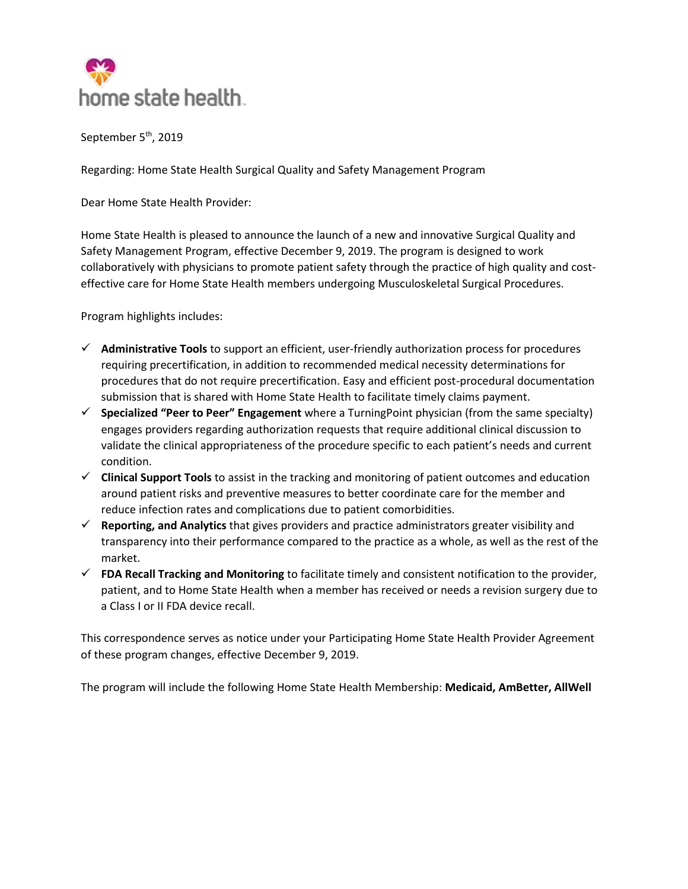home state health

September 5th, 2019

Regarding: Home State Health Surgical Quality and Safety Management Program

Dear Home State Health Provider:

Home State Health is pleased to announce the launch of a new and innovative Surgical Quality and Safety Management Program, effective December 9, 2019. The program is designed to work collaboratively with physicians to promote patient safety through the practice of high quality and cost-effective care for Home State Health members undergoing Musculoskeletal Surgical Procedures.

Program highlights includes:

- ✓ **Administrative Tools** to support an efficient, user-friendly authorization process for procedures requiring precertification, in addition to recommended medical necessity determinations for procedures that do not require precertification. Easy and efficient post-procedural documentation submission that is shared with Home State Health to facilitate timely claims payment.
- ✓ **Specialized "Peer to Peer" Engagement** where a TurningPoint physician (from the same specialty) engages providers regarding authorization requests that require additional clinical discussion to validate the clinical appropriateness of the procedure specific to each patient's needs and current condition.
- ✓ **Clinical Support Tools** to assist in the tracking and monitoring of patient outcomes and education around patient risks and preventive measures to better coordinate care for the member and reduce infection rates and complications due to patient comorbidities.
- ✓ **Reporting, and Analytics** that gives providers and practice administrators greater visibility and transparency into their performance compared to the practice as a whole, as well as the rest of the market.
- ✓ **FDA Recall Tracking and Monitoring** to facilitate timely and consistent notification to the provider, patient, and to Home State Health when a member has received or needs a revision surgery due to a Class I or II FDA device recall.

This correspondence serves as notice under your Participating Home State Health Provider Agreement of these program changes, effective December 9, 2019.

The program will include the following Home State Health Membership: **Medicaid, AmBetter, AllWell**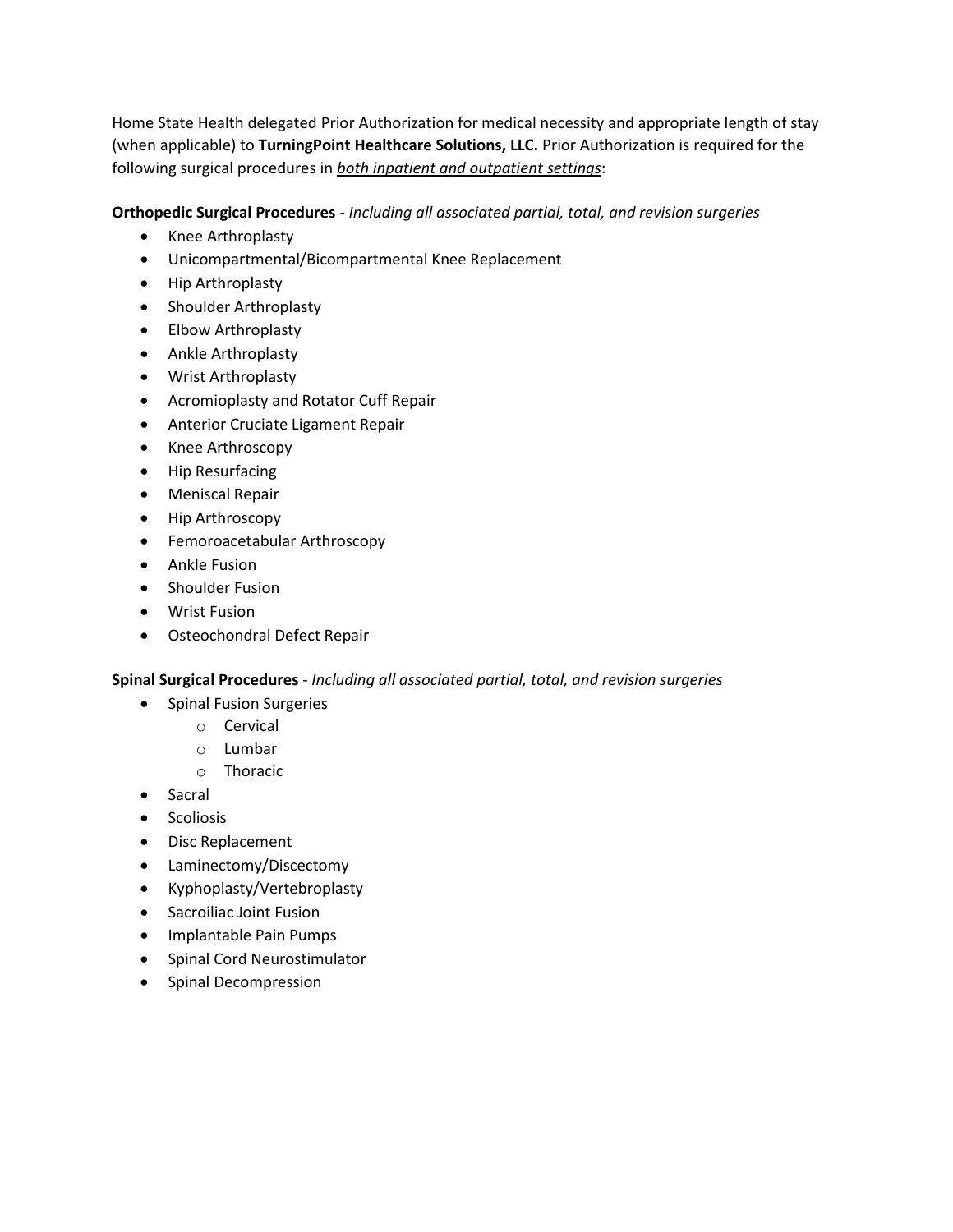Home State Health delegated Prior Authorization for medical necessity and appropriate length of stay (when applicable) to **TurningPoint Healthcare Solutions, LLC.** Prior Authorization is required for the following surgical procedures in ***both inpatient and outpatient settings***:

**Orthopedic Surgical Procedures** - *Including all associated partial, total, and revision surgeries*

- Knee Arthroplasty
- Unicompartmental/Bicompartmental Knee Replacement
- Hip Arthroplasty
- Shoulder Arthroplasty
- Elbow Arthroplasty
- Ankle Arthroplasty
- Wrist Arthroplasty
- Acromioplasty and Rotator Cuff Repair
- Anterior Cruciate Ligament Repair
- Knee Arthroscopy
- Hip Resurfacing
- Meniscal Repair
- Hip Arthroscopy
- Femoroacetabular Arthroscopy
- Ankle Fusion
- Shoulder Fusion
- Wrist Fusion
- Osteochondral Defect Repair

**Spinal Surgical Procedures** - *Including all associated partial, total, and revision surgeries*

- Spinal Fusion Surgeries
  - Cervical
  - Lumbar
  - Thoracic
- Sacral
- Scoliosis
- Disc Replacement
- Laminectomy/Discectomy
- Kyphoplasty/Vertebroplasty
- Sacroiliac Joint Fusion
- Implantable Pain Pumps
- Spinal Cord Neurostimulator
- Spinal Decompression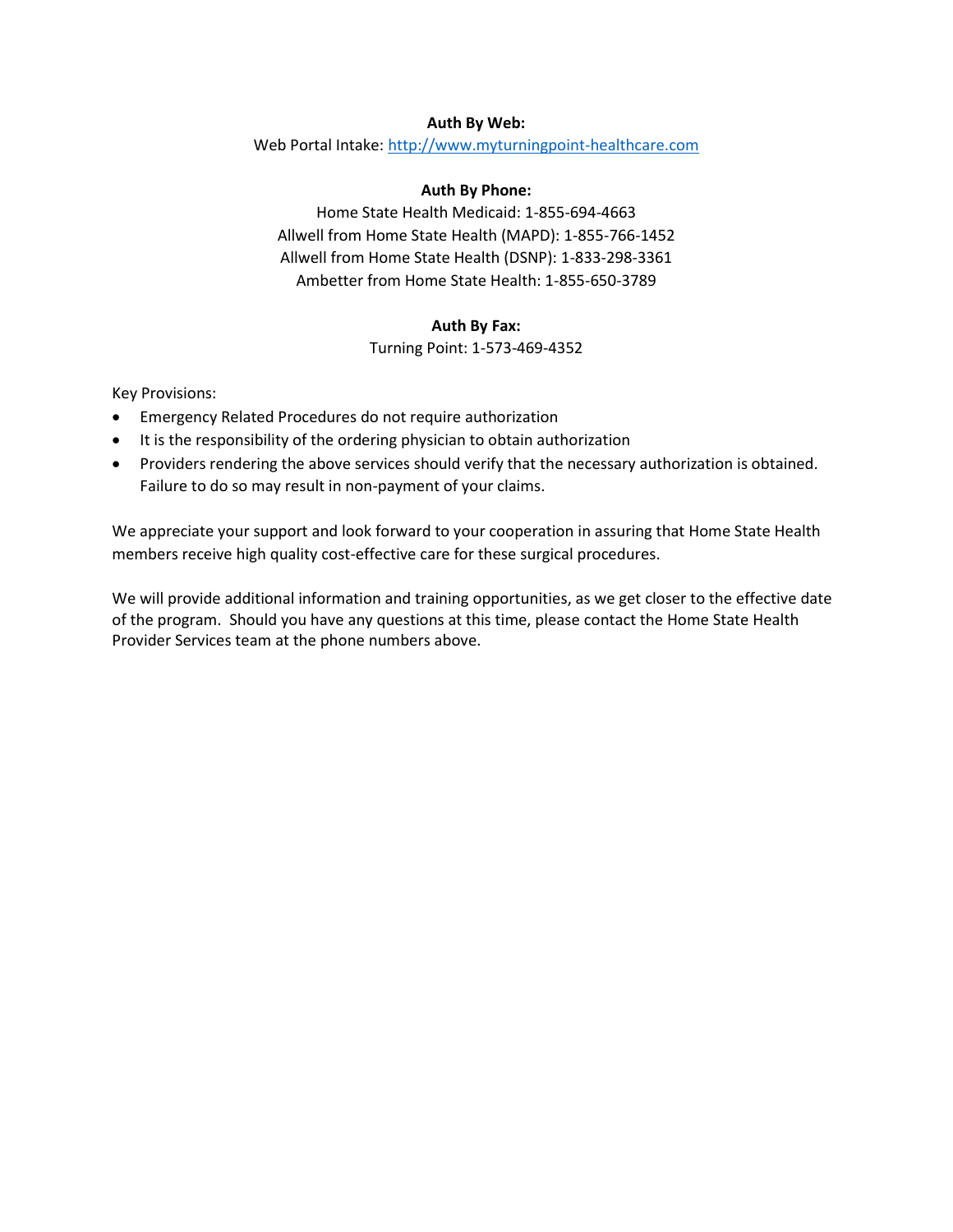**Auth By Web:**

Web Portal Intake: http://www.myturningpoint-healthcare.com

**Auth By Phone:**

Home State Health Medicaid: 1-855-694-4663

Allwell from Home State Health (MAPD): 1-855-766-1452

Allwell from Home State Health (DSNP): 1-833-298-3361

Ambetter from Home State Health: 1-855-650-3789

**Auth By Fax:**

Turning Point: 1-573-469-4352

Key Provisions:

- Emergency Related Procedures do not require authorization
- It is the responsibility of the ordering physician to obtain authorization
- Providers rendering the above services should verify that the necessary authorization is obtained. Failure to do so may result in non-payment of your claims.

We appreciate your support and look forward to your cooperation in assuring that Home State Health members receive high quality cost-effective care for these surgical procedures.

We will provide additional information and training opportunities, as we get closer to the effective date of the program. Should you have any questions at this time, please contact the Home State Health Provider Services team at the phone numbers above.